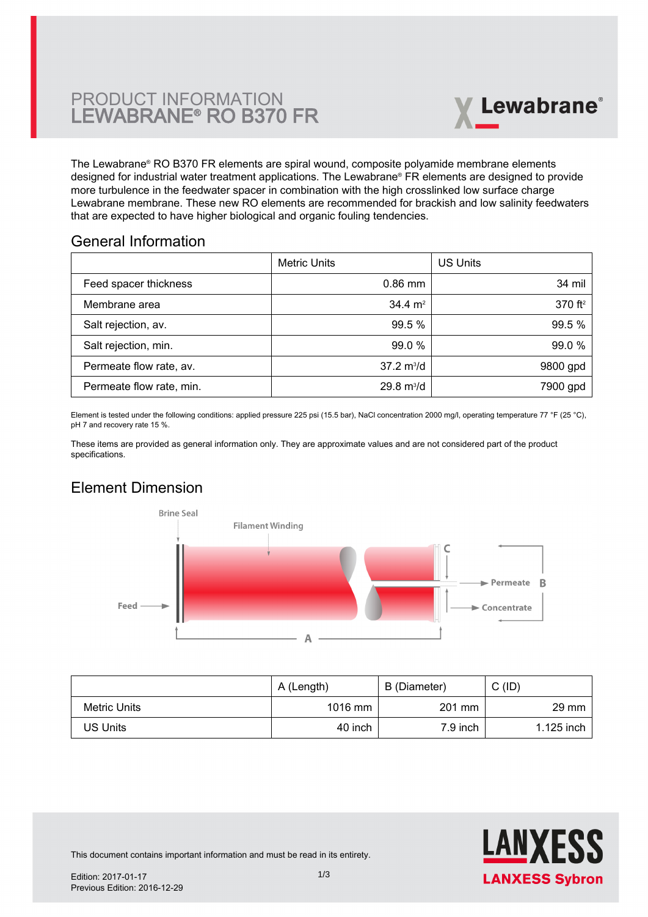# PRODUCT INFORMATION
# LEWABRANE® RO B370 FR

The Lewabrane® RO B370 FR elements are spiral wound, composite polyamide membrane elements designed for industrial water treatment applications. The Lewabrane® FR elements are designed to provide more turbulence in the feedwater spacer in combination with the high crosslinked low surface charge Lewabrane membrane. These new RO elements are recommended for brackish and low salinity feedwaters that are expected to have higher biological and organic fouling tendencies.

## General Information

| | Metric Units | US Units |
|---|---|---|
| Feed spacer thickness | 0.86 mm | 34 mil |
| Membrane area | 34.4 $m^2$ | 370 $ft^2$ |
| Salt rejection, av. | 99.5 % | 99.5 % |
| Salt rejection, min. | 99.0 % | 99.0 % |
| Permeate flow rate, av. | 37.2 $m^3/d$ | 9800 gpd |
| Permeate flow rate, min. | 29.8 $m^3/d$ | 7900 gpd |

Element is tested under the following conditions: applied pressure 225 psi (15.5 bar), NaCl concentration 2000 mg/l, operating temperature 77 °F (25 °C), pH 7 and recovery rate 15 %.

These items are provided as general information only. They are approximate values and are not considered part of the product specifications.

## Element Dimension

Brine Seal, Filament Winding, Feed, Permeate, Concentrate, A, B, C

| | A (Length) | B (Diameter) | C (ID) |
|---|---|---|---|
| Metric Units | 1016 mm | 201 mm | 29 mm |
| US Units | 40 inch | 7.9 inch | 1.125 inch |

This document contains important information and must be read in its entirety.

Edition: 2017-01-17
Previous Edition: 2016-12-29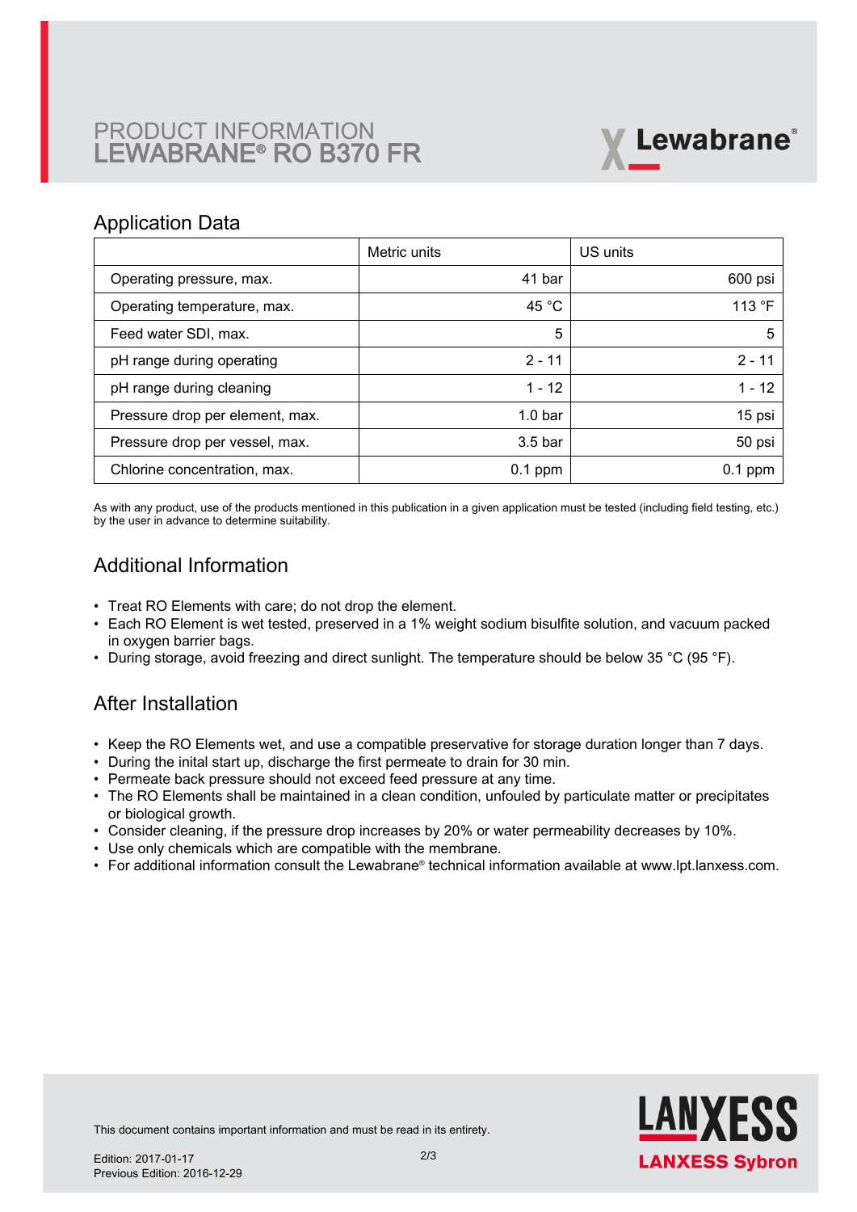# PRODUCT INFORMATION
# LEWABRANE® RO B370 FR

## Application Data

| | Metric units | US units |
|---|---:|---:|
| Operating pressure, max. | 41 bar | 600 psi |
| Operating temperature, max. | 45 °C | 113 °F |
| Feed water SDI, max. | 5 | 5 |
| pH range during operating | 2 - 11 | 2 - 11 |
| pH range during cleaning | 1 - 12 | 1 - 12 |
| Pressure drop per element, max. | 1.0 bar | 15 psi |
| Pressure drop per vessel, max. | 3.5 bar | 50 psi |
| Chlorine concentration, max. | 0.1 ppm | 0.1 ppm |

As with any product, use of the products mentioned in this publication in a given application must be tested (including field testing, etc.) by the user in advance to determine suitability.

## Additional Information

- Treat RO Elements with care; do not drop the element.
- Each RO Element is wet tested, preserved in a 1% weight sodium bisulfite solution, and vacuum packed in oxygen barrier bags.
- During storage, avoid freezing and direct sunlight. The temperature should be below 35 °C (95 °F).

## After Installation

- Keep the RO Elements wet, and use a compatible preservative for storage duration longer than 7 days.
- During the inital start up, discharge the first permeate to drain for 30 min.
- Permeate back pressure should not exceed feed pressure at any time.
- The RO Elements shall be maintained in a clean condition, unfouled by particulate matter or precipitates or biological growth.
- Consider cleaning, if the pressure drop increases by 20% or water permeability decreases by 10%.
- Use only chemicals which are compatible with the membrane.
- For additional information consult the Lewabrane® technical information available at www.lpt.lanxess.com.

This document contains important information and must be read in its entirety.

Edition: 2017-01-17
Previous Edition: 2016-12-29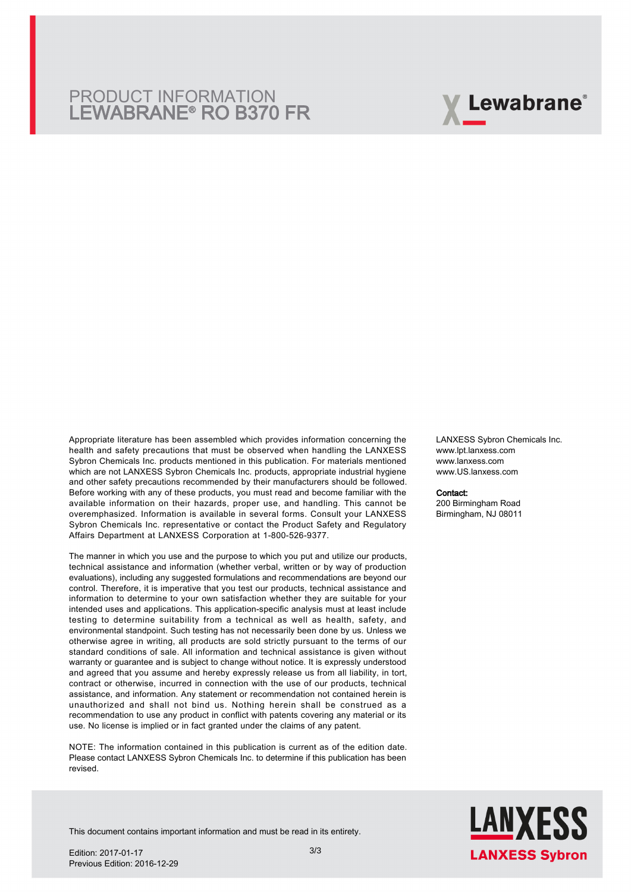# PRODUCT INFORMATION
# LEWABRANE® RO B370 FR

Appropriate literature has been assembled which provides information concerning the health and safety precautions that must be observed when handling the LANXESS Sybron Chemicals Inc. products mentioned in this publication. For materials mentioned which are not LANXESS Sybron Chemicals Inc. products, appropriate industrial hygiene and other safety precautions recommended by their manufacturers should be followed. Before working with any of these products, you must read and become familiar with the available information on their hazards, proper use, and handling. This cannot be overemphasized. Information is available in several forms. Consult your LANXESS Sybron Chemicals Inc. representative or contact the Product Safety and Regulatory Affairs Department at LANXESS Corporation at 1-800-526-9377.

The manner in which you use and the purpose to which you put and utilize our products, technical assistance and information (whether verbal, written or by way of production evaluations), including any suggested formulations and recommendations are beyond our control. Therefore, it is imperative that you test our products, technical assistance and information to determine to your own satisfaction whether they are suitable for your intended uses and applications. This application-specific analysis must at least include testing to determine suitability from a technical as well as health, safety, and environmental standpoint. Such testing has not necessarily been done by us. Unless we otherwise agree in writing, all products are sold strictly pursuant to the terms of our standard conditions of sale. All information and technical assistance is given without warranty or guarantee and is subject to change without notice. It is expressly understood and agreed that you assume and hereby expressly release us from all liability, in tort, contract or otherwise, incurred in connection with the use of our products, technical assistance, and information. Any statement or recommendation not contained herein is unauthorized and shall not bind us. Nothing herein shall be construed as a recommendation to use any product in conflict with patents covering any material or its use. No license is implied or in fact granted under the claims of any patent.

NOTE: The information contained in this publication is current as of the edition date. Please contact LANXESS Sybron Chemicals Inc. to determine if this publication has been revised.

LANXESS Sybron Chemicals Inc.
www.lpt.lanxess.com
www.lanxess.com
www.US.lanxess.com

**Contact:**
200 Birmingham Road
Birmingham, NJ 08011

This document contains important information and must be read in its entirety.

Edition: 2017-01-17
Previous Edition: 2016-12-29